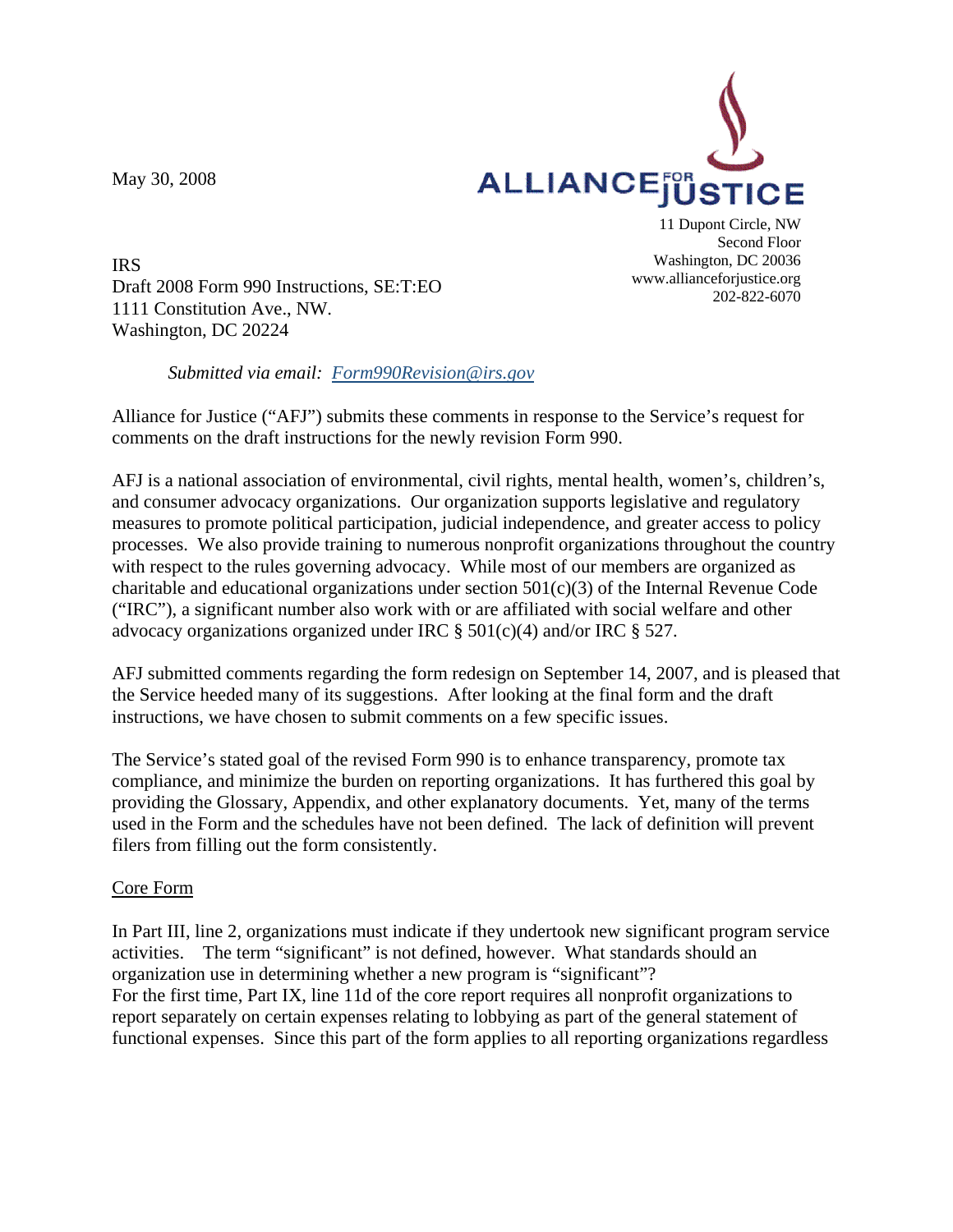May 30, 2008

ALLIANCE FOR JUSTICE

11 Dupont Circle, NW
Second Floor
Washington, DC 20036
www.allianceforjustice.org
202-822-6070

IRS
Draft 2008 Form 990 Instructions, SE:T:EO
1111 Constitution Ave., NW.
Washington, DC 20224

*Submitted via email: Form990Revision@irs.gov*

Alliance for Justice ("AFJ") submits these comments in response to the Service's request for comments on the draft instructions for the newly revision Form 990.

AFJ is a national association of environmental, civil rights, mental health, women's, children's, and consumer advocacy organizations. Our organization supports legislative and regulatory measures to promote political participation, judicial independence, and greater access to policy processes. We also provide training to numerous nonprofit organizations throughout the country with respect to the rules governing advocacy. While most of our members are organized as charitable and educational organizations under section 501(c)(3) of the Internal Revenue Code ("IRC"), a significant number also work with or are affiliated with social welfare and other advocacy organizations organized under IRC § 501(c)(4) and/or IRC § 527.

AFJ submitted comments regarding the form redesign on September 14, 2007, and is pleased that the Service heeded many of its suggestions. After looking at the final form and the draft instructions, we have chosen to submit comments on a few specific issues.

The Service's stated goal of the revised Form 990 is to enhance transparency, promote tax compliance, and minimize the burden on reporting organizations. It has furthered this goal by providing the Glossary, Appendix, and other explanatory documents. Yet, many of the terms used in the Form and the schedules have not been defined. The lack of definition will prevent filers from filling out the form consistently.

## Core Form

In Part III, line 2, organizations must indicate if they undertook new significant program service activities. The term "significant" is not defined, however. What standards should an organization use in determining whether a new program is "significant"?

For the first time, Part IX, line 11d of the core report requires all nonprofit organizations to report separately on certain expenses relating to lobbying as part of the general statement of functional expenses. Since this part of the form applies to all reporting organizations regardless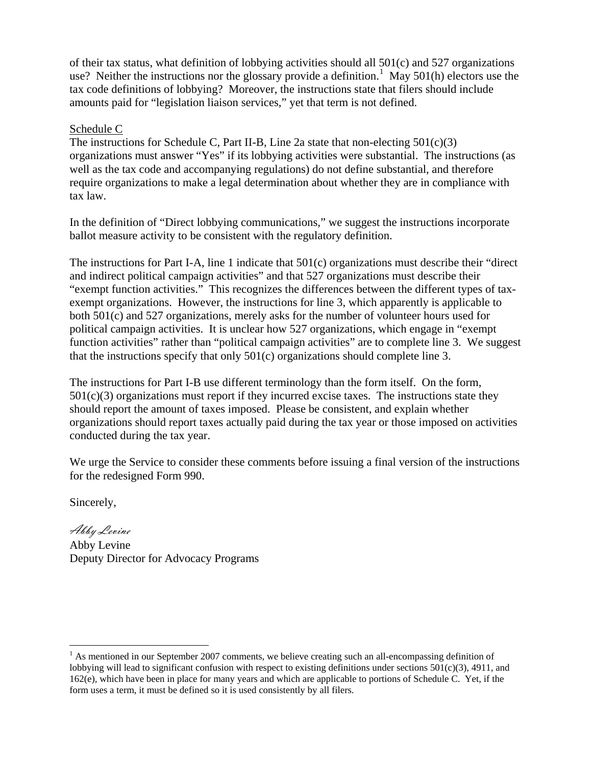of their tax status, what definition of lobbying activities should all 501(c) and 527 organizations use? Neither the instructions nor the glossary provide a definition.[1] May 501(h) electors use the tax code definitions of lobbying? Moreover, the instructions state that filers should include amounts paid for "legislation liaison services," yet that term is not defined.

<u>Schedule C</u>

The instructions for Schedule C, Part II-B, Line 2a state that non-electing 501(c)(3) organizations must answer "Yes" if its lobbying activities were substantial. The instructions (as well as the tax code and accompanying regulations) do not define substantial, and therefore require organizations to make a legal determination about whether they are in compliance with tax law.

In the definition of "Direct lobbying communications," we suggest the instructions incorporate ballot measure activity to be consistent with the regulatory definition.

The instructions for Part I-A, line 1 indicate that 501(c) organizations must describe their "direct and indirect political campaign activities" and that 527 organizations must describe their "exempt function activities." This recognizes the differences between the different types of tax-exempt organizations. However, the instructions for line 3, which apparently is applicable to both 501(c) and 527 organizations, merely asks for the number of volunteer hours used for political campaign activities. It is unclear how 527 organizations, which engage in "exempt function activities" rather than "political campaign activities" are to complete line 3. We suggest that the instructions specify that only 501(c) organizations should complete line 3.

The instructions for Part I-B use different terminology than the form itself. On the form, 501(c)(3) organizations must report if they incurred excise taxes. The instructions state they should report the amount of taxes imposed. Please be consistent, and explain whether organizations should report taxes actually paid during the tax year or those imposed on activities conducted during the tax year.

We urge the Service to consider these comments before issuing a final version of the instructions for the redesigned Form 990.

Sincerely,

*Abby Levine*

Abby Levine
Deputy Director for Advocacy Programs

---

[1] As mentioned in our September 2007 comments, we believe creating such an all-encompassing definition of lobbying will lead to significant confusion with respect to existing definitions under sections 501(c)(3), 4911, and 162(e), which have been in place for many years and which are applicable to portions of Schedule C. Yet, if the form uses a term, it must be defined so it is used consistently by all filers.